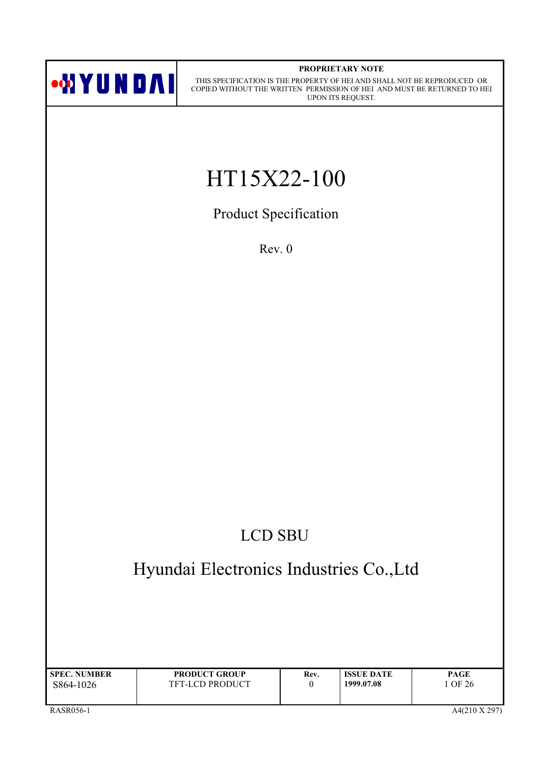HYUNDAI

**PROPRIETARY NOTE**

THIS SPECIFICATION IS THE PROPERTY OF HEI AND SHALL NOT BE REPRODUCED OR COPIED WITHOUT THE WRITTEN PERMISSION OF HEI AND MUST BE RETURNED TO HEI UPON ITS REQUEST.

# HT15X22-100

## Product Specification

Rev. 0

## LCD SBU

## Hyundai Electronics Industries Co.,Ltd

| SPEC. NUMBER | PRODUCT GROUP | Rev. | ISSUE DATE | PAGE |
|---|---|---|---|---|
| S864-1026 | TFT-LCD PRODUCT | 0 | 1999.07.08 | 1 OF 26 |

RASR056-1 A4(210 X 297)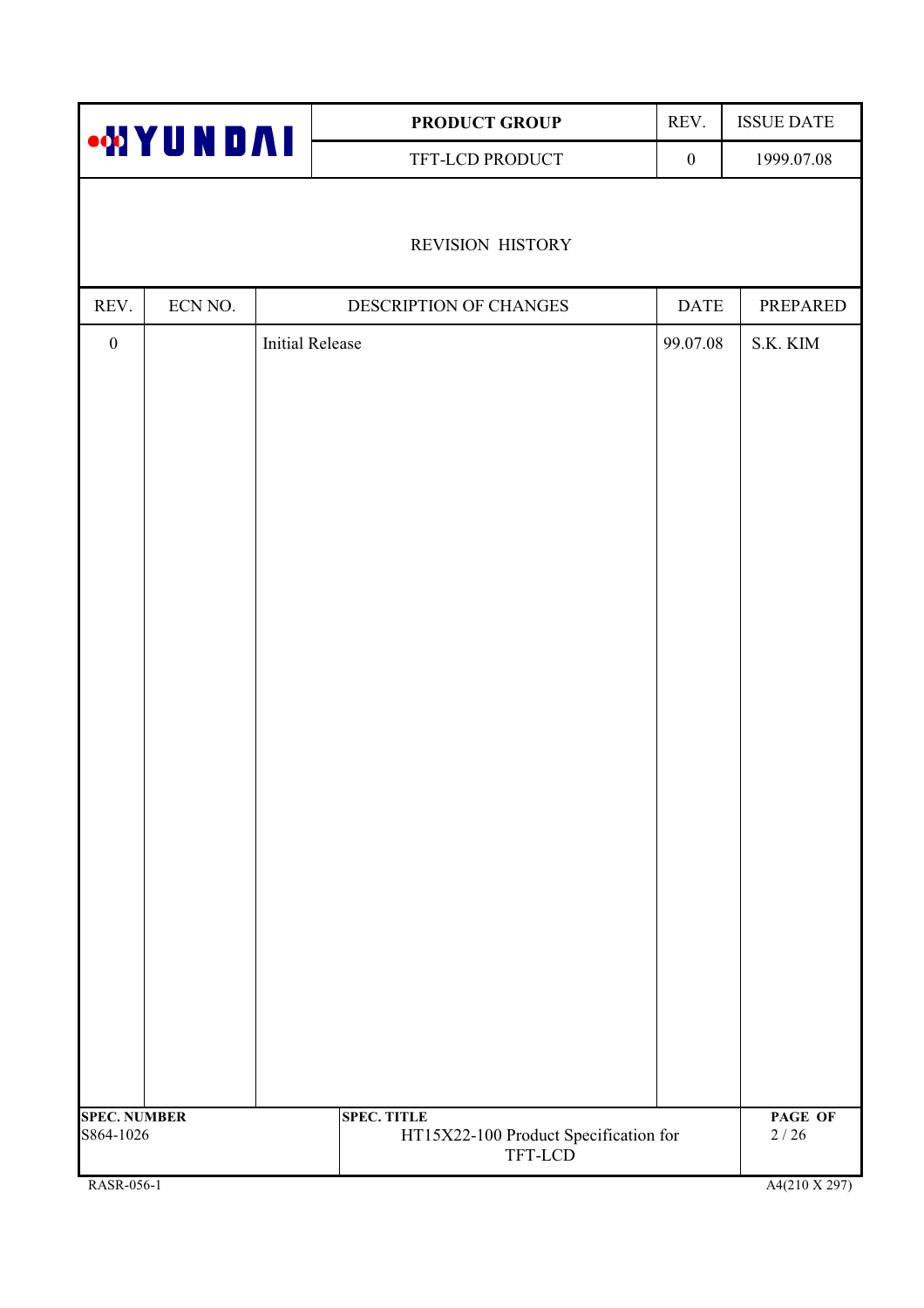# REVISION HISTORY

| REV. | ECN NO. | DESCRIPTION OF CHANGES | DATE | PREPARED |
|---|---|---|---|---|
| 0 | | Initial Release | 99.07.08 | S.K. KIM |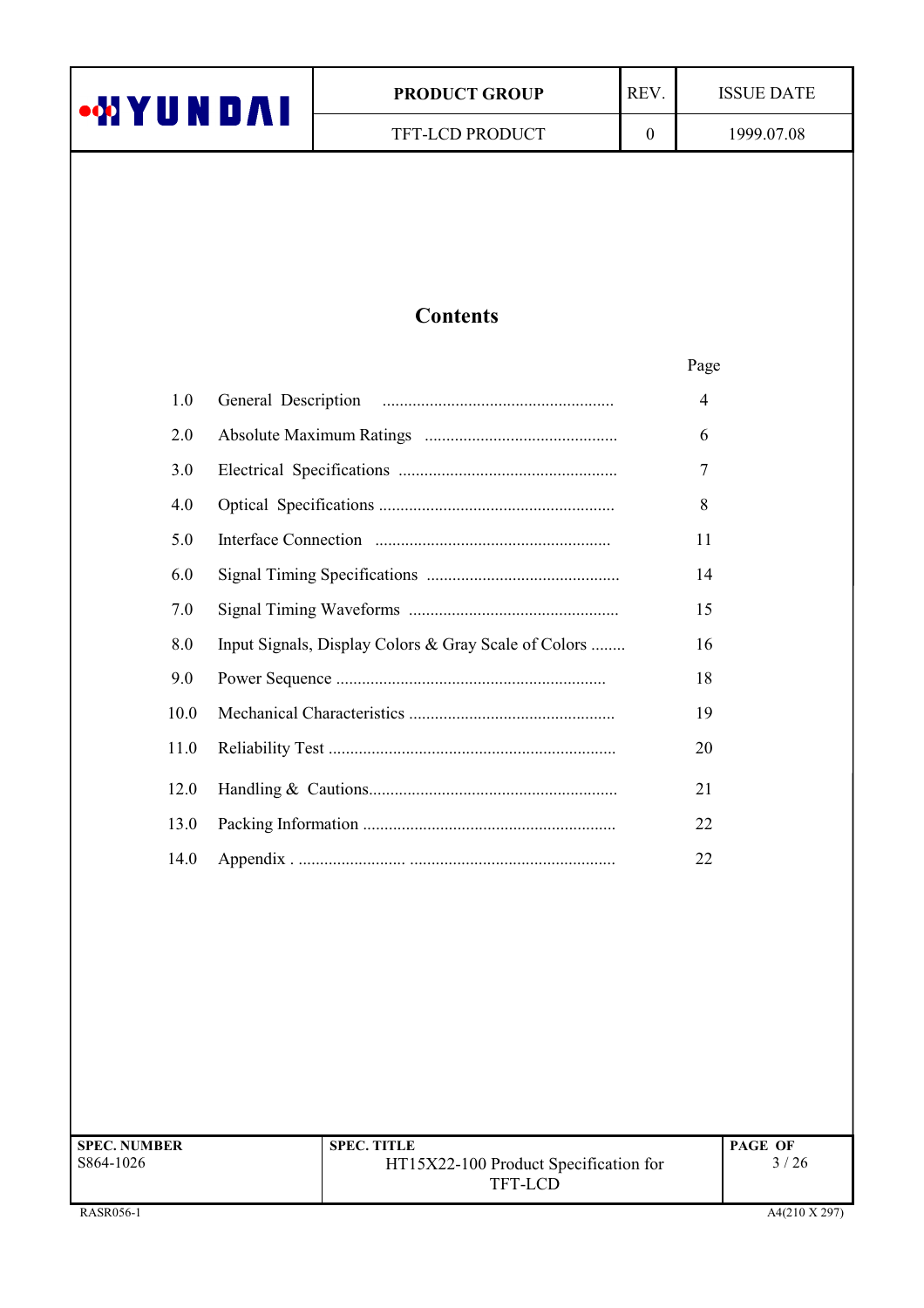# Contents

| | | Page |
|---|---|---|
| 1.0 | General Description ...................................................... | 4 |
| 2.0 | Absolute Maximum Ratings ............................................ | 6 |
| 3.0 | Electrical Specifications .................................................. | 7 |
| 4.0 | Optical Specifications ...................................................... | 8 |
| 5.0 | Interface Connection ...................................................... | 11 |
| 6.0 | Signal Timing Specifications ............................................ | 14 |
| 7.0 | Signal Timing Waveforms ................................................ | 15 |
| 8.0 | Input Signals, Display Colors & Gray Scale of Colors ........ | 16 |
| 9.0 | Power Sequence .............................................................. | 18 |
| 10.0 | Mechanical Characteristics ............................................... | 19 |
| 11.0 | Reliability Test .................................................................. | 20 |
| 12.0 | Handling & Cautions......................................................... | 21 |
| 13.0 | Packing Information .......................................................... | 22 |
| 14.0 | Appendix . ......................... ............................................... | 22 |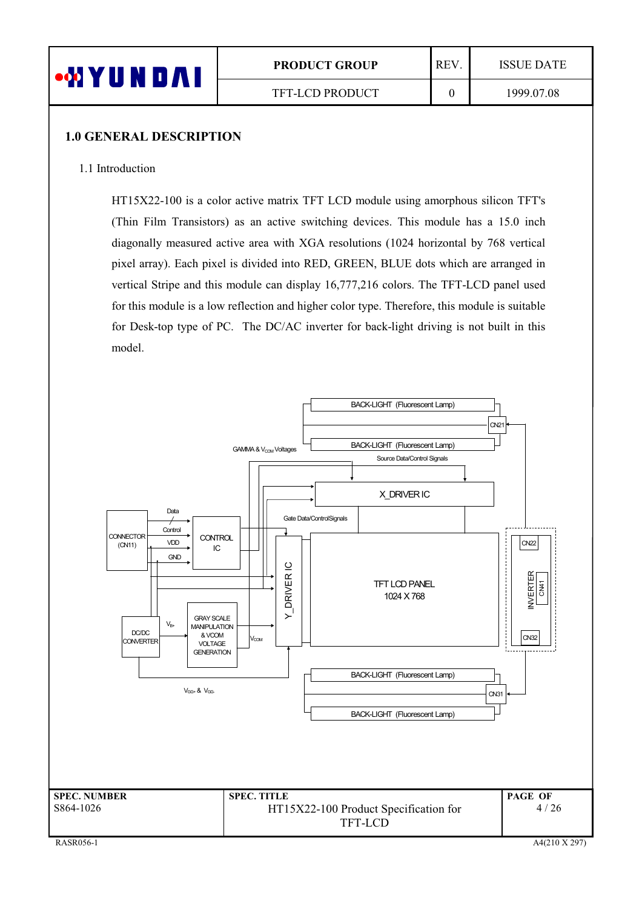## 1.0 GENERAL DESCRIPTION

### 1.1 Introduction

HT15X22-100 is a color active matrix TFT LCD module using amorphous silicon TFT's (Thin Film Transistors) as an active switching devices. This module has a 15.0 inch diagonally measured active area with XGA resolutions (1024 horizontal by 768 vertical pixel array). Each pixel is divided into RED, GREEN, BLUE dots which are arranged in vertical Stripe and this module can display 16,777,216 colors. The TFT-LCD panel used for this module is a low reflection and higher color type. Therefore, this module is suitable for Desk-top type of PC. The DC/AC inverter for back-light driving is not built in this model.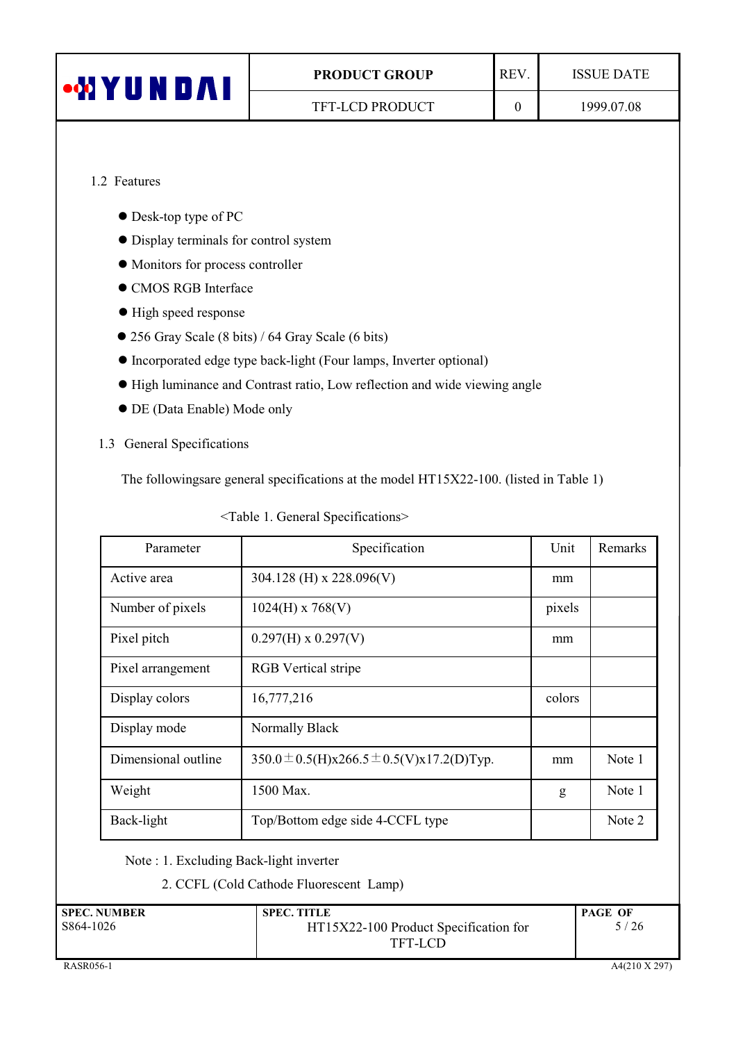## 1.2 Features

- Desk-top type of PC
- Display terminals for control system
- Monitors for process controller
- CMOS RGB Interface
- High speed response
- 256 Gray Scale (8 bits) / 64 Gray Scale (6 bits)
- Incorporated edge type back-light (Four lamps, Inverter optional)
- High luminance and Contrast ratio, Low reflection and wide viewing angle
- DE (Data Enable) Mode only

## 1.3 General Specifications

The followingsare general specifications at the model HT15X22-100. (listed in Table 1)

<Table 1. General Specifications>

| Parameter | Specification | Unit | Remarks |
|---|---|---|---|
| Active area | 304.128 (H) x 228.096(V) | mm | |
| Number of pixels | 1024(H) x 768(V) | pixels | |
| Pixel pitch | 0.297(H) x 0.297(V) | mm | |
| Pixel arrangement | RGB Vertical stripe | | |
| Display colors | 16,777,216 | colors | |
| Display mode | Normally Black | | |
| Dimensional outline | 350.0±0.5(H)x266.5±0.5(V)x17.2(D)Typ. | mm | Note 1 |
| Weight | 1500 Max. | g | Note 1 |
| Back-light | Top/Bottom edge side 4-CCFL type | | Note 2 |

Note : 1. Excluding Back-light inverter

2. CCFL (Cold Cathode Fluorescent Lamp)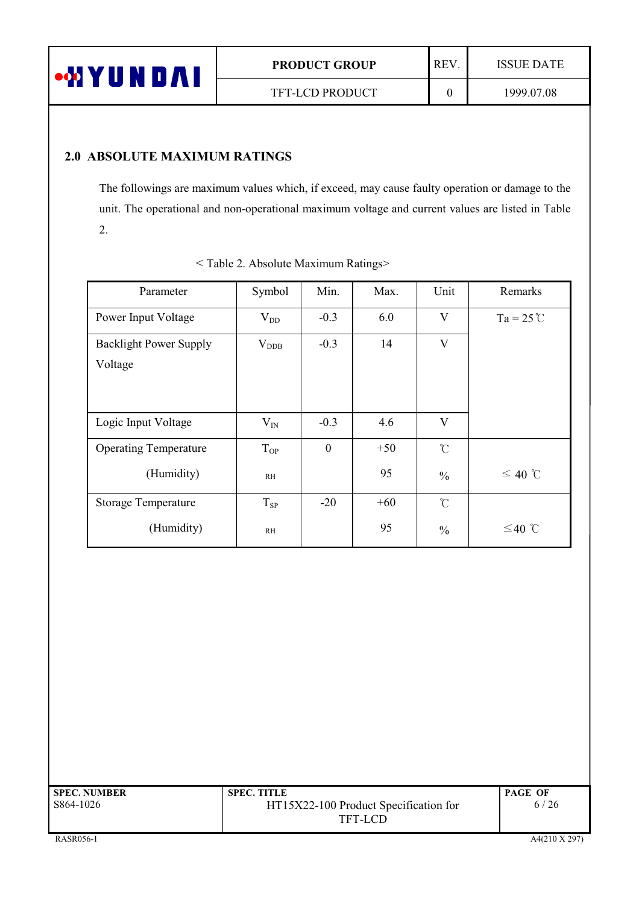## 2.0 ABSOLUTE MAXIMUM RATINGS

The followings are maximum values which, if exceed, may cause faulty operation or damage to the unit. The operational and non-operational maximum voltage and current values are listed in Table 2.

< Table 2. Absolute Maximum Ratings>

| Parameter | Symbol | Min. | Max. | Unit | Remarks |
|---|---|---|---|---|---|
| Power Input Voltage | $V_{DD}$ | -0.3 | 6.0 | V | Ta = 25℃ |
| Backlight Power Supply Voltage | $V_{DDB}$ | -0.3 | 14 | V | |
| Logic Input Voltage | $V_{IN}$ | -0.3 | 4.6 | V | |
| Operating Temperature | $T_{OP}$ | 0 | +50 | ℃ | |
| (Humidity) | RH | | 95 | % | ≤ 40 ℃ |
| Storage Temperature | $T_{SP}$ | -20 | +60 | ℃ | |
| (Humidity) | RH | | 95 | % | ≤40 ℃ |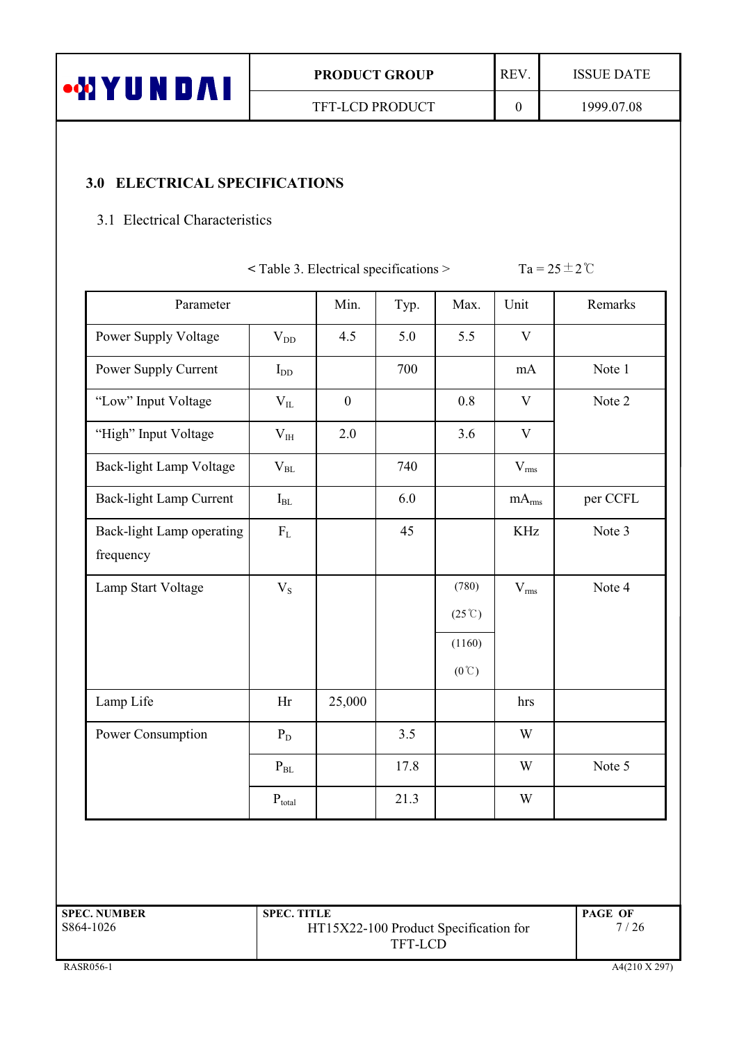## 3.0 ELECTRICAL SPECIFICATIONS

### 3.1 Electrical Characteristics

< Table 3. Electrical specifications > Ta = 25 ± 2℃

| Parameter | | Min. | Typ. | Max. | Unit | Remarks |
|---|---|---|---|---|---|---|
| Power Supply Voltage | $V_{DD}$ | 4.5 | 5.0 | 5.5 | V | |
| Power Supply Current | $I_{DD}$ | | 700 | | mA | Note 1 |
| "Low" Input Voltage | $V_{IL}$ | 0 | | 0.8 | V | Note 2 |
| "High" Input Voltage | $V_{IH}$ | 2.0 | | 3.6 | V | |
| Back-light Lamp Voltage | $V_{BL}$ | | 740 | | $V_{rms}$ | |
| Back-light Lamp Current | $I_{BL}$ | | 6.0 | | $mA_{rms}$ | per CCFL |
| Back-light Lamp operating frequency | $F_L$ | | 45 | | KHz | Note 3 |
| Lamp Start Voltage | $V_S$ | | | (780) (25℃) | $V_{rms}$ | Note 4 |
| | | | | (1160) (0℃) | | |
| Lamp Life | Hr | 25,000 | | | hrs | |
| Power Consumption | $P_D$ | | 3.5 | | W | |
| | $P_{BL}$ | | 17.8 | | W | Note 5 |
| | $P_{total}$ | | 21.3 | | W | |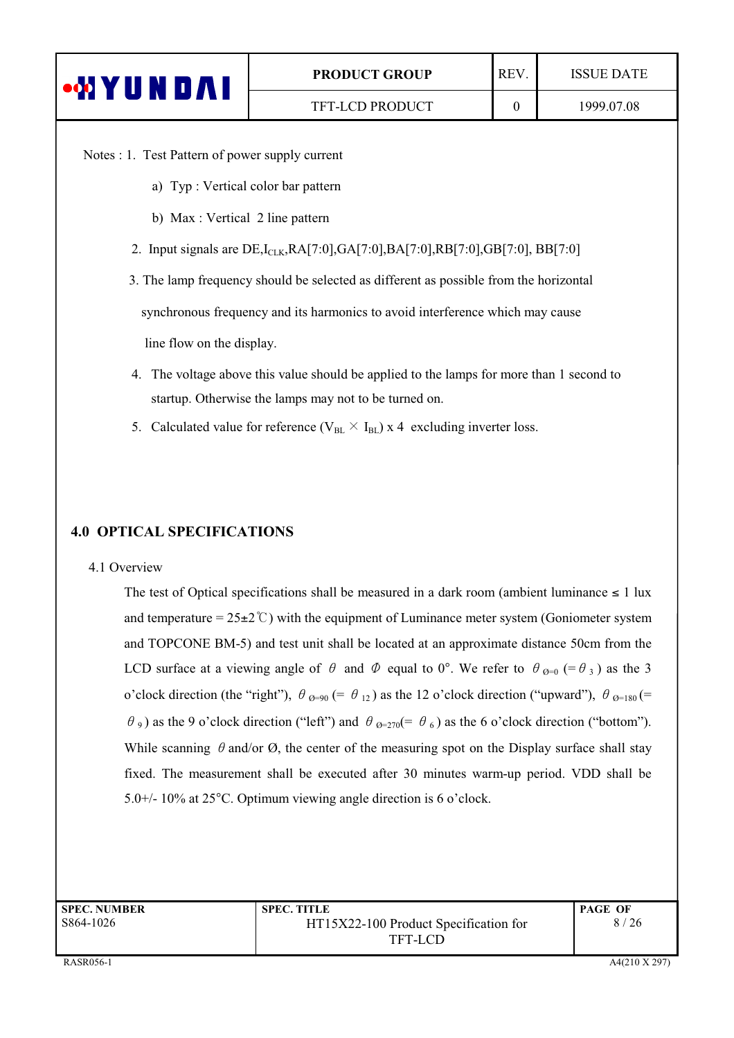Notes : 1. Test Pattern of power supply current

a) Typ : Vertical color bar pattern

b) Max : Vertical 2 line pattern

2. Input signals are DE, $I_{CLK}$, RA[7:0], GA[7:0], BA[7:0], RB[7:0], GB[7:0], BB[7:0]

3. The lamp frequency should be selected as different as possible from the horizontal synchronous frequency and its harmonics to avoid interference which may cause line flow on the display.

4. The voltage above this value should be applied to the lamps for more than 1 second to startup. Otherwise the lamps may not to be turned on.

5. Calculated value for reference ($V_{BL} \times I_{BL}$) x 4 excluding inverter loss.

## 4.0 OPTICAL SPECIFICATIONS

### 4.1 Overview

The test of Optical specifications shall be measured in a dark room (ambient luminance ≤ 1 lux and temperature = 25±2℃) with the equipment of Luminance meter system (Goniometer system and TOPCONE BM-5) and test unit shall be located at an approximate distance 50cm from the LCD surface at a viewing angle of $\theta$ and $\Phi$ equal to 0°. We refer to $\theta_{\O=0}$ (= $\theta_3$) as the 3 o'clock direction (the "right"), $\theta_{\O=90}$ (= $\theta_{12}$) as the 12 o'clock direction ("upward"), $\theta_{\O=180}$ (= $\theta_9$) as the 9 o'clock direction ("left") and $\theta_{\O=270}$(= $\theta_6$) as the 6 o'clock direction ("bottom"). While scanning $\theta$ and/or Ø, the center of the measuring spot on the Display surface shall stay fixed. The measurement shall be executed after 30 minutes warm-up period. VDD shall be 5.0+/- 10% at 25°C. Optimum viewing angle direction is 6 o'clock.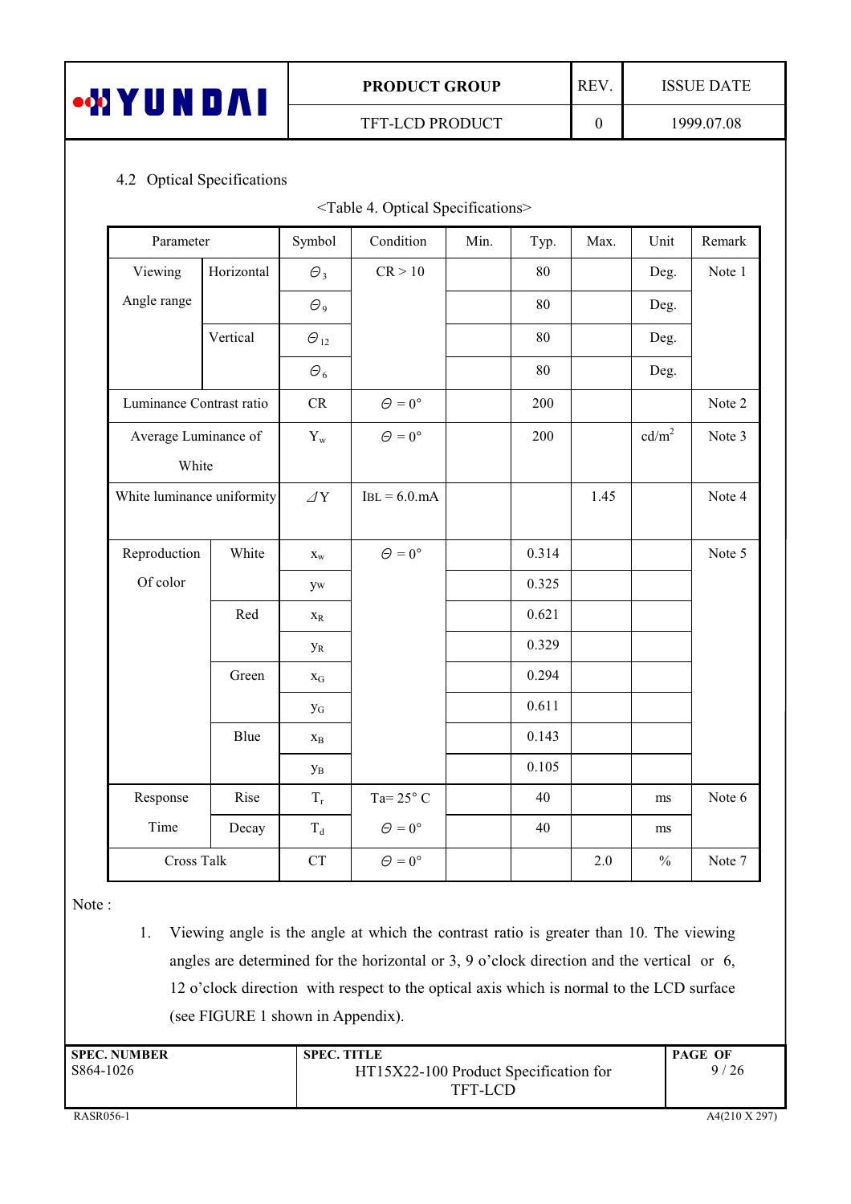### 4.2 Optical Specifications

<Table 4. Optical Specifications>

| Parameter | | Symbol | Condition | Min. | Typ. | Max. | Unit | Remark |
|---|---|---|---|---|---|---|---|---|
| Viewing Angle range | Horizontal | $\Theta_3$ | CR > 10 | | 80 | | Deg. | Note 1 |
| | | $\Theta_9$ | | | 80 | | Deg. | |
| | Vertical | $\Theta_{12}$ | | | 80 | | Deg. | |
| | | $\Theta_6$ | | | 80 | | Deg. | |
| Luminance Contrast ratio | | CR | $\Theta = 0°$ | | 200 | | | Note 2 |
| Average Luminance of White | | $Y_w$ | $\Theta = 0°$ | | 200 | | cd/m$^2$ | Note 3 |
| White luminance uniformity | | $\Delta Y$ | IBL = 6.0.mA | | | 1.45 | | Note 4 |
| Reproduction Of color | White | $x_w$ | $\Theta = 0°$ | | 0.314 | | | Note 5 |
| | | $y_w$ | | | 0.325 | | | |
| | Red | $x_R$ | | | 0.621 | | | |
| | | $y_R$ | | | 0.329 | | | |
| | Green | $x_G$ | | | 0.294 | | | |
| | | $y_G$ | | | 0.611 | | | |
| | Blue | $x_B$ | | | 0.143 | | | |
| | | $y_B$ | | | 0.105 | | | |
| Response Time | Rise | $T_r$ | Ta= 25° C | | 40 | | ms | Note 6 |
| | Decay | $T_d$ | $\Theta = 0°$ | | 40 | | ms | |
| Cross Talk | | CT | $\Theta = 0°$ | | | 2.0 | % | Note 7 |

Note :

1. Viewing angle is the angle at which the contrast ratio is greater than 10. The viewing angles are determined for the horizontal or 3, 9 o'clock direction and the vertical or 6, 12 o'clock direction with respect to the optical axis which is normal to the LCD surface (see FIGURE 1 shown in Appendix).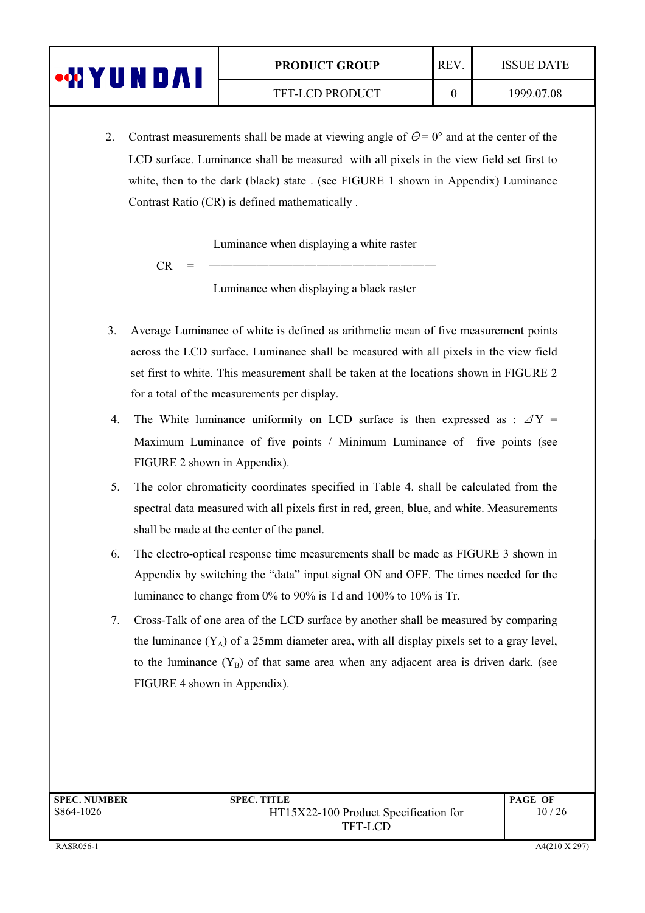2. Contrast measurements shall be made at viewing angle of $\Theta = 0°$ and at the center of the LCD surface. Luminance shall be measured with all pixels in the view field set first to white, then to the dark (black) state . (see FIGURE 1 shown in Appendix) Luminance Contrast Ratio (CR) is defined mathematically .

$$CR = \frac{\text{Luminance when displaying a white raster}}{\text{Luminance when displaying a black raster}}$$

3. Average Luminance of white is defined as arithmetic mean of five measurement points across the LCD surface. Luminance shall be measured with all pixels in the view field set first to white. This measurement shall be taken at the locations shown in FIGURE 2 for a total of the measurements per display.

4. The White luminance uniformity on LCD surface is then expressed as : $\Delta Y$ = Maximum Luminance of five points / Minimum Luminance of five points (see FIGURE 2 shown in Appendix).

5. The color chromaticity coordinates specified in Table 4. shall be calculated from the spectral data measured with all pixels first in red, green, blue, and white. Measurements shall be made at the center of the panel.

6. The electro-optical response time measurements shall be made as FIGURE 3 shown in Appendix by switching the "data" input signal ON and OFF. The times needed for the luminance to change from 0% to 90% is Td and 100% to 10% is Tr.

7. Cross-Talk of one area of the LCD surface by another shall be measured by comparing the luminance ($Y_A$) of a 25mm diameter area, with all display pixels set to a gray level, to the luminance ($Y_B$) of that same area when any adjacent area is driven dark. (see FIGURE 4 shown in Appendix).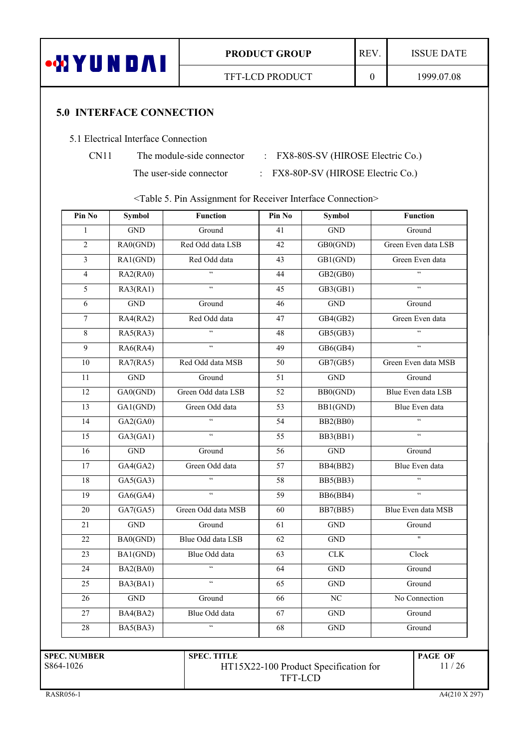## 5.0 INTERFACE CONNECTION

5.1 Electrical Interface Connection

CN11 The module-side connector : FX8-80S-SV (HIROSE Electric Co.)

The user-side connector : FX8-80P-SV (HIROSE Electric Co.)

<Table 5. Pin Assignment for Receiver Interface Connection>

| Pin No | Symbol | Function | Pin No | Symbol | Function |
|---|---|---|---|---|---|
| 1 | GND | Ground | 41 | GND | Ground |
| 2 | RA0(GND) | Red Odd data LSB | 42 | GB0(GND) | Green Even data LSB |
| 3 | RA1(GND) | Red Odd data | 43 | GB1(GND) | Green Even data |
| 4 | RA2(RA0) | " | 44 | GB2(GB0) | " |
| 5 | RA3(RA1) | " | 45 | GB3(GB1) | " |
| 6 | GND | Ground | 46 | GND | Ground |
| 7 | RA4(RA2) | Red Odd data | 47 | GB4(GB2) | Green Even data |
| 8 | RA5(RA3) | " | 48 | GB5(GB3) | " |
| 9 | RA6(RA4) | " | 49 | GB6(GB4) | " |
| 10 | RA7(RA5) | Red Odd data MSB | 50 | GB7(GB5) | Green Even data MSB |
| 11 | GND | Ground | 51 | GND | Ground |
| 12 | GA0(GND) | Green Odd data LSB | 52 | BB0(GND) | Blue Even data LSB |
| 13 | GA1(GND) | Green Odd data | 53 | BB1(GND) | Blue Even data |
| 14 | GA2(GA0) | " | 54 | BB2(BB0) | " |
| 15 | GA3(GA1) | " | 55 | BB3(BB1) | " |
| 16 | GND | Ground | 56 | GND | Ground |
| 17 | GA4(GA2) | Green Odd data | 57 | BB4(BB2) | Blue Even data |
| 18 | GA5(GA3) | " | 58 | BB5(BB3) | " |
| 19 | GA6(GA4) | " | 59 | BB6(BB4) | " |
| 20 | GA7(GA5) | Green Odd data MSB | 60 | BB7(BB5) | Blue Even data MSB |
| 21 | GND | Ground | 61 | GND | Ground |
| 22 | BA0(GND) | Blue Odd data LSB | 62 | GND | " |
| 23 | BA1(GND) | Blue Odd data | 63 | CLK | Clock |
| 24 | BA2(BA0) | " | 64 | GND | Ground |
| 25 | BA3(BA1) | " | 65 | GND | Ground |
| 26 | GND | Ground | 66 | NC | No Connection |
| 27 | BA4(BA2) | Blue Odd data | 67 | GND | Ground |
| 28 | BA5(BA3) | " | 68 | GND | Ground |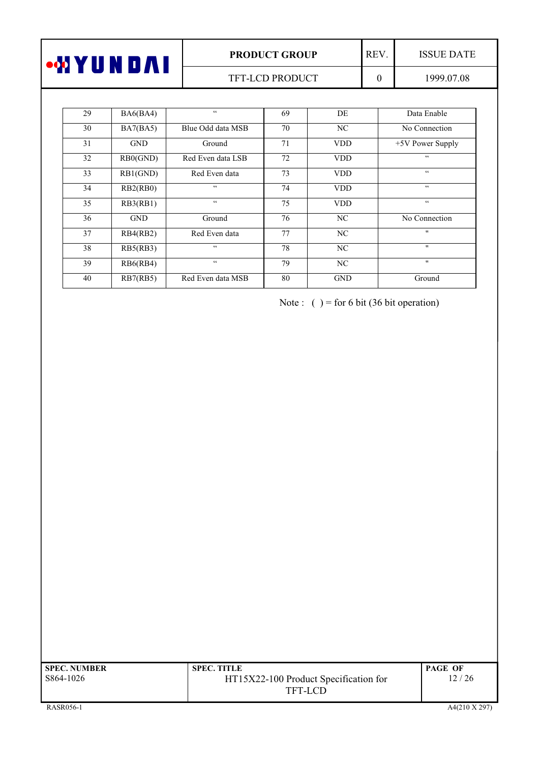| 29 | BA6(BA4) | " | 69 | DE | Data Enable |
|---|---|---|---|---|---|
| 30 | BA7(BA5) | Blue Odd data MSB | 70 | NC | No Connection |
| 31 | GND | Ground | 71 | VDD | +5V Power Supply |
| 32 | RB0(GND) | Red Even data LSB | 72 | VDD | " |
| 33 | RB1(GND) | Red Even data | 73 | VDD | " |
| 34 | RB2(RB0) | " | 74 | VDD | " |
| 35 | RB3(RB1) | " | 75 | VDD | " |
| 36 | GND | Ground | 76 | NC | No Connection |
| 37 | RB4(RB2) | Red Even data | 77 | NC | " |
| 38 | RB5(RB3) | " | 78 | NC | " |
| 39 | RB6(RB4) | " | 79 | NC | " |
| 40 | RB7(RB5) | Red Even data MSB | 80 | GND | Ground |

Note : ( ) = for 6 bit (36 bit operation)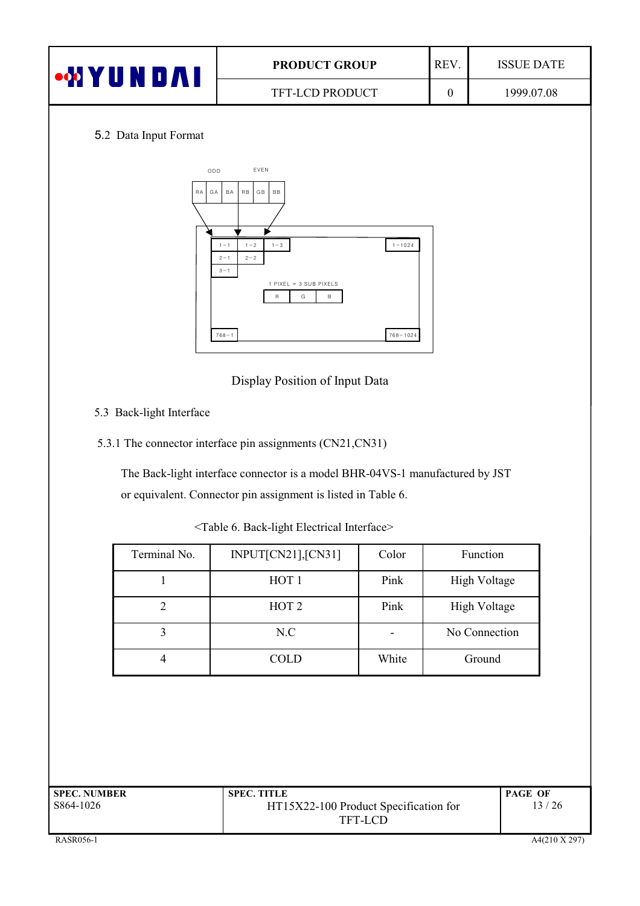## 5.2 Data Input Format

ODD EVEN

| RA | GA | BA | RB | GB | BB |
|---|---|---|---|---|---|

1−1 1−2 1−3 1−1024

2−1 2−2

3−1

1 PIXEL = 3 SUB PIXELS

| R | G | B |
|---|---|---|

768−1 768−1024

Display Position of Input Data

## 5.3 Back-light Interface

### 5.3.1 The connector interface pin assignments (CN21,CN31)

The Back-light interface connector is a model BHR-04VS-1 manufactured by JST or equivalent. Connector pin assignment is listed in Table 6.

<Table 6. Back-light Electrical Interface>

| Terminal No. | INPUT[CN21],[CN31] | Color | Function |
|---|---|---|---|
| 1 | HOT 1 | Pink | High Voltage |
| 2 | HOT 2 | Pink | High Voltage |
| 3 | N.C | - | No Connection |
| 4 | COLD | White | Ground |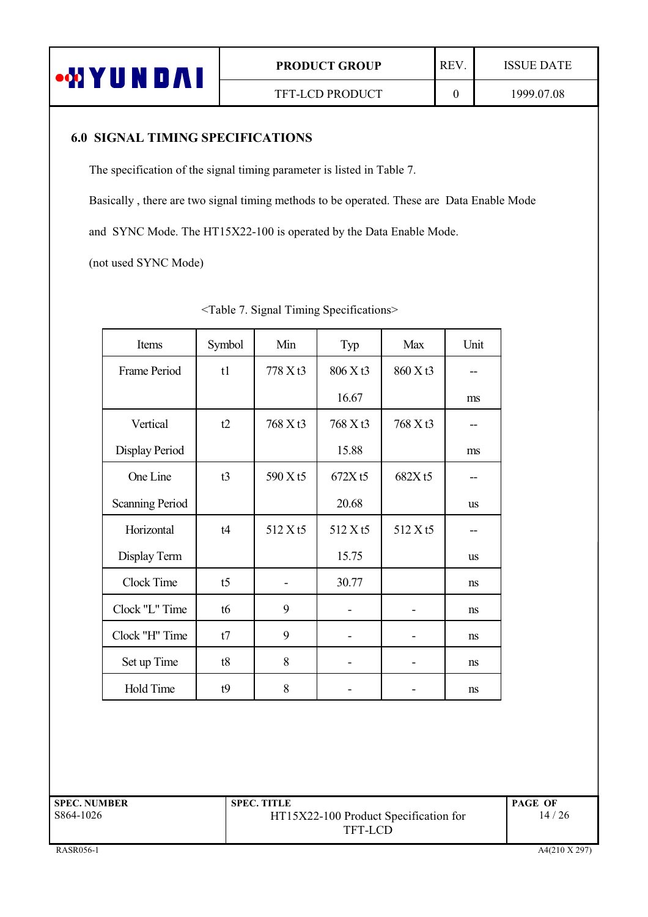## 6.0 SIGNAL TIMING SPECIFICATIONS

The specification of the signal timing parameter is listed in Table 7.

Basically , there are two signal timing methods to be operated. These are Data Enable Mode and SYNC Mode. The HT15X22-100 is operated by the Data Enable Mode.

(not used SYNC Mode)

<Table 7. Signal Timing Specifications>

| Items | Symbol | Min | Typ | Max | Unit |
|---|---|---|---|---|---|
| Frame Period | t1 | 778 X t3 | 806 X t3 | 860 X t3 | -- |
| | | | 16.67 | | ms |
| Vertical Display Period | t2 | 768 X t3 | 768 X t3 | 768 X t3 | -- |
| | | | 15.88 | | ms |
| One Line Scanning Period | t3 | 590 X t5 | 672X t5 | 682X t5 | -- |
| | | | 20.68 | | us |
| Horizontal Display Term | t4 | 512 X t5 | 512 X t5 | 512 X t5 | -- |
| | | | 15.75 | | us |
| Clock Time | t5 | - | 30.77 | | ns |
| Clock "L" Time | t6 | 9 | - | - | ns |
| Clock "H" Time | t7 | 9 | - | - | ns |
| Set up Time | t8 | 8 | - | - | ns |
| Hold Time | t9 | 8 | - | - | ns |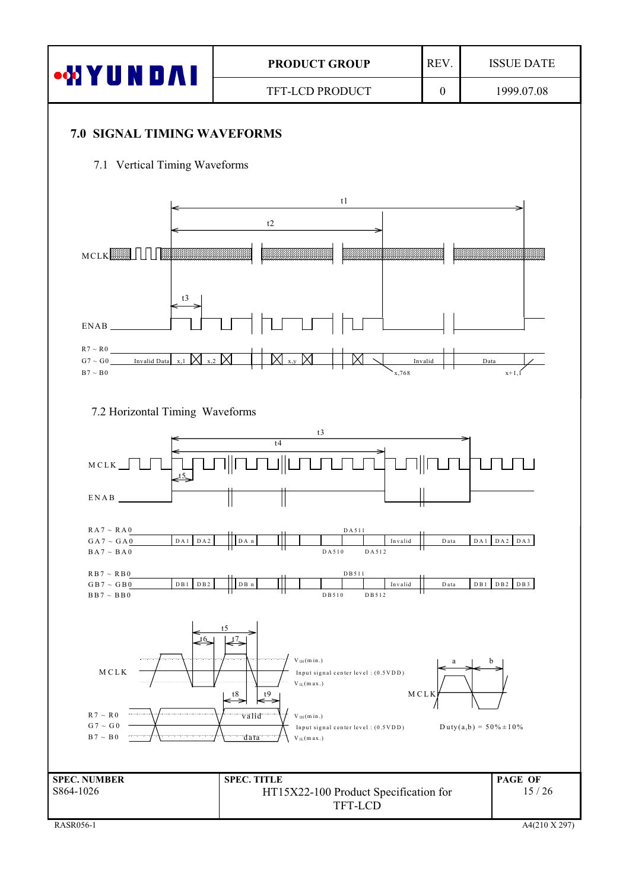## 7.0 SIGNAL TIMING WAVEFORMS

### 7.1 Vertical Timing Waveforms

t1

t2

MCLK

t3

ENAB

R7 ~ R0
G7 ~ G0
B7 ~ B0

Invalid Data x,1 x,2 x,y x,768 Invalid Data x+1,1

### 7.2 Horizontal Timing Waveforms

t3

t4

MCLK

t5

ENAB

RA7 ~ RA0
GA7 ~ GA0
BA7 ~ BA0

DA1 DA2 DA n DA510 DA511 DA512 Invalid Data DA1 DA2 DA3

RB7 ~ RB0
GB7 ~ GB0
BB7 ~ BB0

DB1 DB2 DB n DB510 DB511 DB512 Invalid Data DB1 DB2 DB3

t5 t6 t7 t8 t9

MCLK

$V_{IH}$(min.)
Input signal center level : (0.5VDD)
$V_{IL}$(max.)

R7 ~ R0
G7 ~ G0
B7 ~ B0

valid data

$V_{IH}$(min.)
Input signal center level : (0.5VDD)
$V_{IL}$(max.)

a b

MCLK

Duty(a,b) = 50%±10%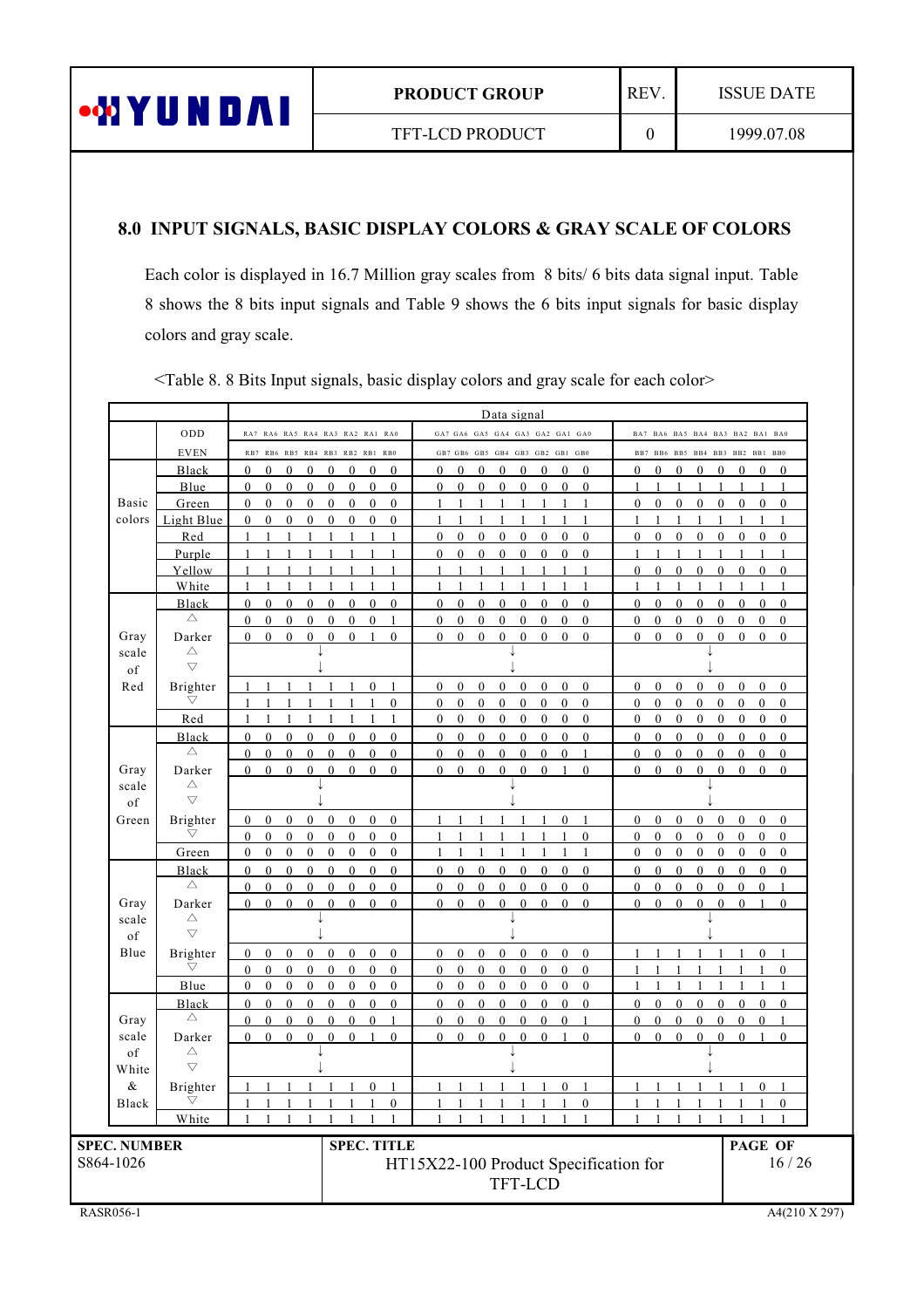## 8.0 INPUT SIGNALS, BASIC DISPLAY COLORS & GRAY SCALE OF COLORS

Each color is displayed in 16.7 Million gray scales from 8 bits/ 6 bits data signal input. Table 8 shows the 8 bits input signals and Table 9 shows the 6 bits input signals for basic display colors and gray scale.

<Table 8. 8 Bits Input signals, basic display colors and gray scale for each color>

| | | Data signal | | |
|---|---|---|---|---|
| | ODD | RA7 RA6 RA5 RA4 RA3 RA2 RA1 RA0 | GA7 GA6 GA5 GA4 GA3 GA2 GA1 GA0 | BA7 BA6 BA5 BA4 BA3 BA2 BA1 BA0 |
| | EVEN | RB7 RB6 RB5 RB4 RB3 RB2 RB1 RB0 | GB7 GB6 GB5 GB4 GB3 GB2 GB1 GB0 | BB7 BB6 BB5 BB4 BB3 BB2 BB1 BB0 |
| Basic colors | Black | 0 0 0 0 0 0 0 0 | 0 0 0 0 0 0 0 0 | 0 0 0 0 0 0 0 0 |
| | Blue | 0 0 0 0 0 0 0 0 | 0 0 0 0 0 0 0 0 | 1 1 1 1 1 1 1 1 |
| | Green | 0 0 0 0 0 0 0 0 | 1 1 1 1 1 1 1 1 | 0 0 0 0 0 0 0 0 |
| | Light Blue | 0 0 0 0 0 0 0 0 | 1 1 1 1 1 1 1 1 | 1 1 1 1 1 1 1 1 |
| | Red | 1 1 1 1 1 1 1 1 | 0 0 0 0 0 0 0 0 | 0 0 0 0 0 0 0 0 |
| | Purple | 1 1 1 1 1 1 1 1 | 0 0 0 0 0 0 0 0 | 1 1 1 1 1 1 1 1 |
| | Yellow | 1 1 1 1 1 1 1 1 | 1 1 1 1 1 1 1 1 | 0 0 0 0 0 0 0 0 |
| | White | 1 1 1 1 1 1 1 1 | 1 1 1 1 1 1 1 1 | 1 1 1 1 1 1 1 1 |
| Gray scale of Red | Black | 0 0 0 0 0 0 0 0 | 0 0 0 0 0 0 0 0 | 0 0 0 0 0 0 0 0 |
| | △ | 0 0 0 0 0 0 0 1 | 0 0 0 0 0 0 0 0 | 0 0 0 0 0 0 0 0 |
| | Darker | 0 0 0 0 0 0 1 0 | 0 0 0 0 0 0 0 0 | 0 0 0 0 0 0 0 0 |
| | △ | ↓ | ↓ | ↓ |
| | ▽ | ↓ | ↓ | ↓ |
| | Brighter | 1 1 1 1 1 1 0 1 | 0 0 0 0 0 0 0 0 | 0 0 0 0 0 0 0 0 |
| | ▽ | 1 1 1 1 1 1 1 0 | 0 0 0 0 0 0 0 0 | 0 0 0 0 0 0 0 0 |
| | Red | 1 1 1 1 1 1 1 1 | 0 0 0 0 0 0 0 0 | 0 0 0 0 0 0 0 0 |
| Gray scale of Green | Black | 0 0 0 0 0 0 0 0 | 0 0 0 0 0 0 0 0 | 0 0 0 0 0 0 0 0 |
| | △ | 0 0 0 0 0 0 0 0 | 0 0 0 0 0 0 0 1 | 0 0 0 0 0 0 0 0 |
| | Darker | 0 0 0 0 0 0 0 0 | 0 0 0 0 0 0 1 0 | 0 0 0 0 0 0 0 0 |
| | △ | ↓ | ↓ | ↓ |
| | ▽ | ↓ | ↓ | ↓ |
| | Brighter | 0 0 0 0 0 0 0 0 | 1 1 1 1 1 1 0 1 | 0 0 0 0 0 0 0 0 |
| | ▽ | 0 0 0 0 0 0 0 0 | 1 1 1 1 1 1 1 0 | 0 0 0 0 0 0 0 0 |
| | Green | 0 0 0 0 0 0 0 0 | 1 1 1 1 1 1 1 1 | 0 0 0 0 0 0 0 0 |
| Gray scale of Blue | Black | 0 0 0 0 0 0 0 0 | 0 0 0 0 0 0 0 0 | 0 0 0 0 0 0 0 0 |
| | △ | 0 0 0 0 0 0 0 0 | 0 0 0 0 0 0 0 0 | 0 0 0 0 0 0 0 1 |
| | Darker | 0 0 0 0 0 0 0 0 | 0 0 0 0 0 0 0 0 | 0 0 0 0 0 0 1 0 |
| | △ | ↓ | ↓ | ↓ |
| | ▽ | ↓ | ↓ | ↓ |
| | Brighter | 0 0 0 0 0 0 0 0 | 0 0 0 0 0 0 0 0 | 1 1 1 1 1 1 0 1 |
| | ▽ | 0 0 0 0 0 0 0 0 | 0 0 0 0 0 0 0 0 | 1 1 1 1 1 1 1 0 |
| | Blue | 0 0 0 0 0 0 0 0 | 0 0 0 0 0 0 0 0 | 1 1 1 1 1 1 1 1 |
| Gray scale of White & Black | Black | 0 0 0 0 0 0 0 0 | 0 0 0 0 0 0 0 0 | 0 0 0 0 0 0 0 0 |
| | △ | 0 0 0 0 0 0 0 1 | 0 0 0 0 0 0 0 1 | 0 0 0 0 0 0 0 1 |
| | Darker | 0 0 0 0 0 0 1 0 | 0 0 0 0 0 0 1 0 | 0 0 0 0 0 0 1 0 |
| | △ | ↓ | ↓ | ↓ |
| | ▽ | ↓ | ↓ | ↓ |
| | Brighter | 1 1 1 1 1 1 0 1 | 1 1 1 1 1 1 0 1 | 1 1 1 1 1 1 0 1 |
| | ▽ | 1 1 1 1 1 1 1 0 | 1 1 1 1 1 1 1 0 | 1 1 1 1 1 1 1 0 |
| | White | 1 1 1 1 1 1 1 1 | 1 1 1 1 1 1 1 1 | 1 1 1 1 1 1 1 1 |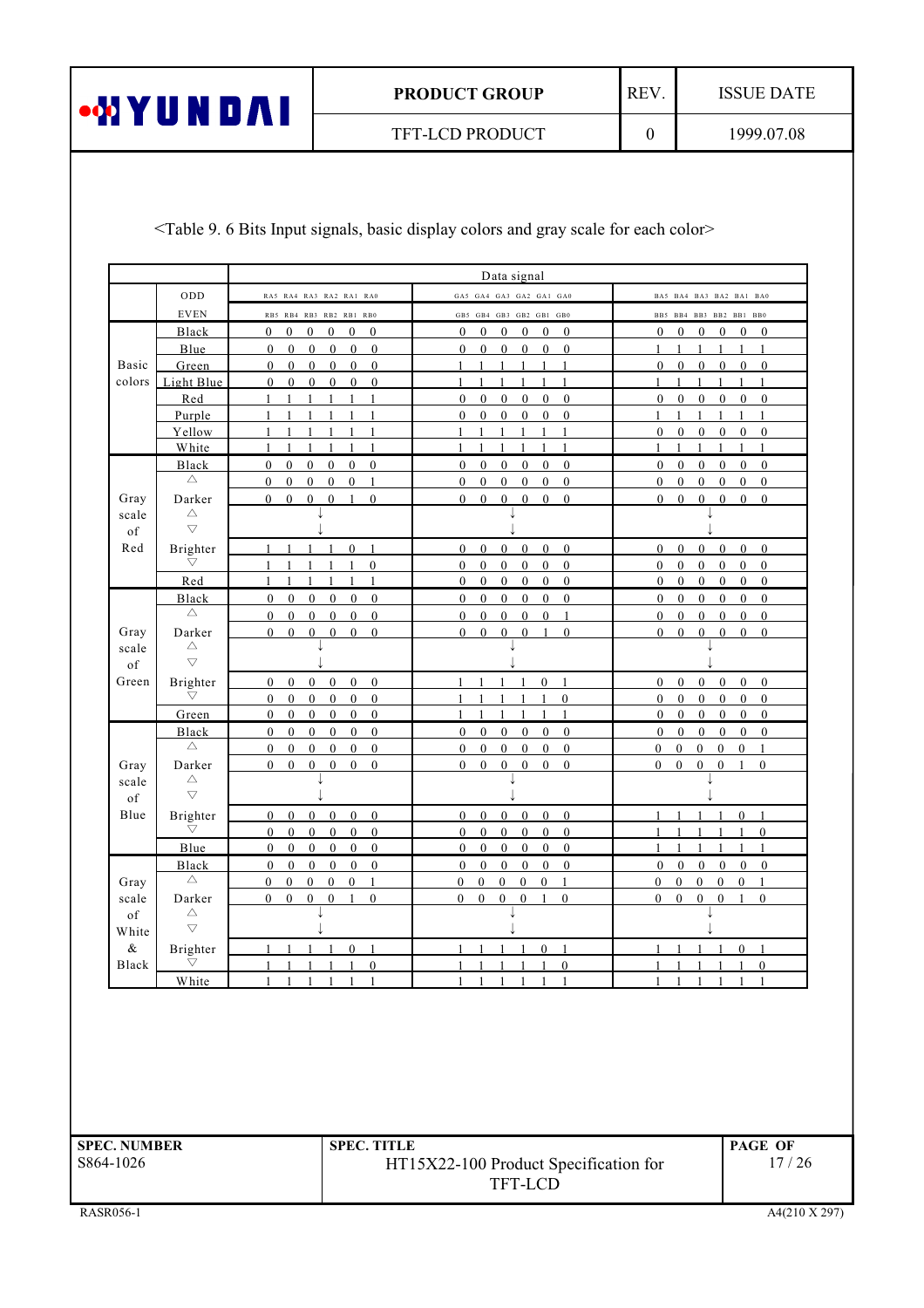<Table 9. 6 Bits Input signals, basic display colors and gray scale for each color>

| | | Data signal | | |
|---|---|---|---|---|
| | ODD | RA5 RA4 RA3 RA2 RA1 RA0 | GA5 GA4 GA3 GA2 GA1 GA0 | BA5 BA4 BA3 BA2 BA1 BA0 |
| | EVEN | RB5 RB4 RB3 RB2 RB1 RB0 | GB5 GB4 GB3 GB2 GB1 GB0 | BB5 BB4 BB3 BB2 BB1 BB0 |
| Basic colors | Black | 0 0 0 0 0 0 | 0 0 0 0 0 0 | 0 0 0 0 0 0 |
| | Blue | 0 0 0 0 0 0 | 0 0 0 0 0 0 | 1 1 1 1 1 1 |
| | Green | 0 0 0 0 0 0 | 1 1 1 1 1 1 | 0 0 0 0 0 0 |
| | Light Blue | 0 0 0 0 0 0 | 1 1 1 1 1 1 | 1 1 1 1 1 1 |
| | Red | 1 1 1 1 1 1 | 0 0 0 0 0 0 | 0 0 0 0 0 0 |
| | Purple | 1 1 1 1 1 1 | 0 0 0 0 0 0 | 1 1 1 1 1 1 |
| | Yellow | 1 1 1 1 1 1 | 1 1 1 1 1 1 | 0 0 0 0 0 0 |
| | White | 1 1 1 1 1 1 | 1 1 1 1 1 1 | 1 1 1 1 1 1 |
| Gray scale of Red | Black | 0 0 0 0 0 0 | 0 0 0 0 0 0 | 0 0 0 0 0 0 |
| | △ | 0 0 0 0 0 1 | 0 0 0 0 0 0 | 0 0 0 0 0 0 |
| | Darker | 0 0 0 0 1 0 | 0 0 0 0 0 0 | 0 0 0 0 0 0 |
| | △ | ↓ | ↓ | ↓ |
| | ▽ | ↓ | ↓ | ↓ |
| | Brighter | 1 1 1 1 0 1 | 0 0 0 0 0 0 | 0 0 0 0 0 0 |
| | ▽ | 1 1 1 1 1 0 | 0 0 0 0 0 0 | 0 0 0 0 0 0 |
| | Red | 1 1 1 1 1 1 | 0 0 0 0 0 0 | 0 0 0 0 0 0 |
| Gray scale of Green | Black | 0 0 0 0 0 0 | 0 0 0 0 0 0 | 0 0 0 0 0 0 |
| | △ | 0 0 0 0 0 0 | 0 0 0 0 0 1 | 0 0 0 0 0 0 |
| | Darker | 0 0 0 0 0 0 | 0 0 0 0 1 0 | 0 0 0 0 0 0 |
| | △ | ↓ | ↓ | ↓ |
| | ▽ | ↓ | ↓ | ↓ |
| | Brighter | 0 0 0 0 0 0 | 1 1 1 1 0 1 | 0 0 0 0 0 0 |
| | ▽ | 0 0 0 0 0 0 | 1 1 1 1 1 0 | 0 0 0 0 0 0 |
| | Green | 0 0 0 0 0 0 | 1 1 1 1 1 1 | 0 0 0 0 0 0 |
| Gray scale of Blue | Black | 0 0 0 0 0 0 | 0 0 0 0 0 0 | 0 0 0 0 0 0 |
| | △ | 0 0 0 0 0 0 | 0 0 0 0 0 0 | 0 0 0 0 0 1 |
| | Darker | 0 0 0 0 0 0 | 0 0 0 0 0 0 | 0 0 0 0 1 0 |
| | △ | ↓ | ↓ | ↓ |
| | ▽ | ↓ | ↓ | ↓ |
| | Brighter | 0 0 0 0 0 0 | 0 0 0 0 0 0 | 1 1 1 1 0 1 |
| | ▽ | 0 0 0 0 0 0 | 0 0 0 0 0 0 | 1 1 1 1 1 0 |
| | Blue | 0 0 0 0 0 0 | 0 0 0 0 0 0 | 1 1 1 1 1 1 |
| Gray scale of White & Black | Black | 0 0 0 0 0 0 | 0 0 0 0 0 0 | 0 0 0 0 0 0 |
| | △ | 0 0 0 0 0 1 | 0 0 0 0 0 1 | 0 0 0 0 0 1 |
| | Darker | 0 0 0 0 1 0 | 0 0 0 0 1 0 | 0 0 0 0 1 0 |
| | △ | ↓ | ↓ | ↓ |
| | ▽ | ↓ | ↓ | ↓ |
| | Brighter | 1 1 1 1 0 1 | 1 1 1 1 0 1 | 1 1 1 1 0 1 |
| | ▽ | 1 1 1 1 1 0 | 1 1 1 1 1 0 | 1 1 1 1 1 0 |
| | White | 1 1 1 1 1 1 | 1 1 1 1 1 1 | 1 1 1 1 1 1 |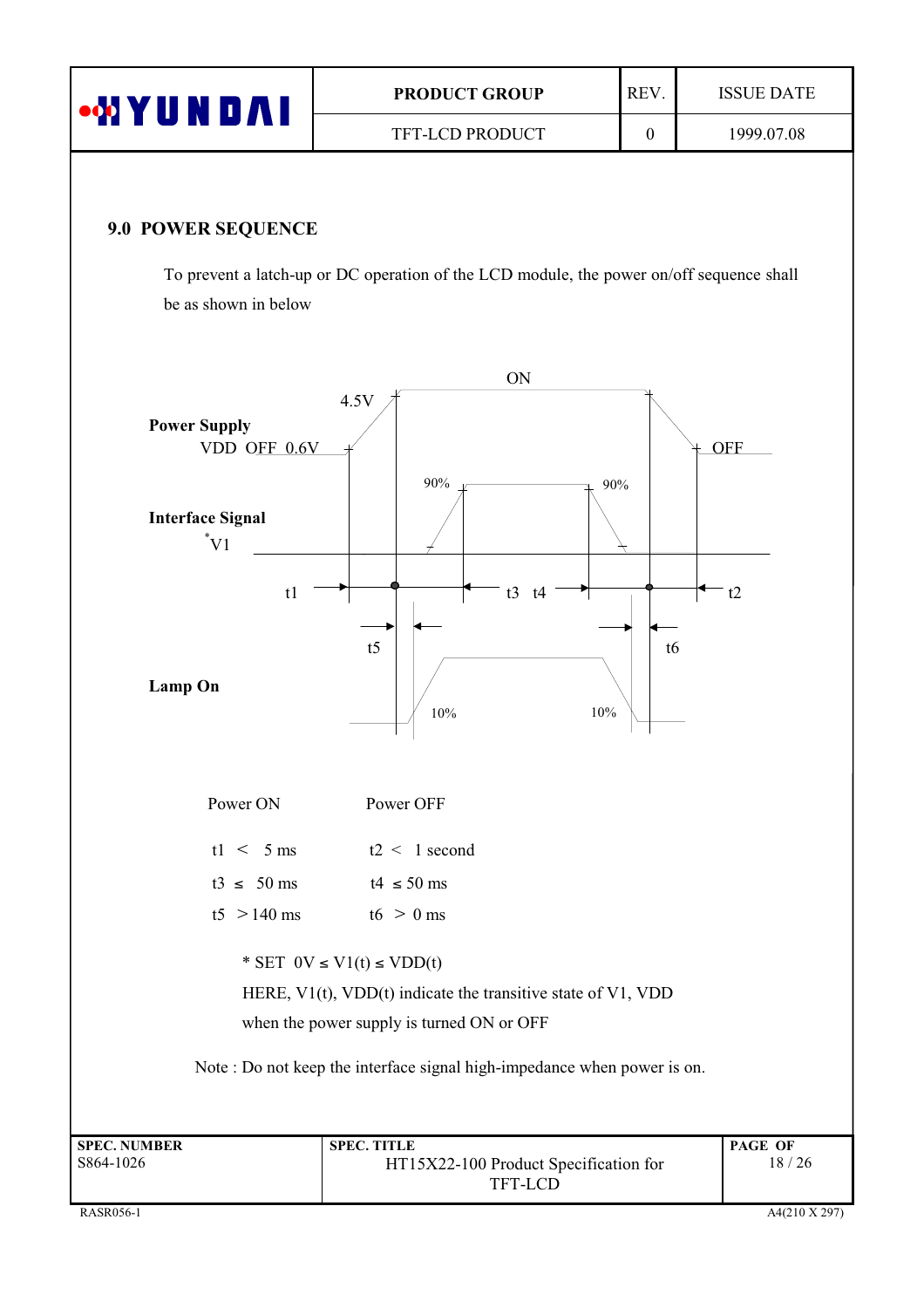## 9.0 POWER SEQUENCE

To prevent a latch-up or DC operation of the LCD module, the power on/off sequence shall be as shown in below

Power Supply
VDD OFF 0.6V — 4.5V — ON — OFF

Interface Signal
*V1 — 90% — 90%

t1 — t3 t4 — t2

t5 — t6

Lamp On — 10% — 10%

| Power ON | Power OFF |
|---|---|
| t1 < 5 ms | t2 < 1 second |
| t3 ≤ 50 ms | t4 ≤ 50 ms |
| t5 > 140 ms | t6 > 0 ms |

\* SET 0V ≤ V1(t) ≤ VDD(t)

HERE, V1(t), VDD(t) indicate the transitive state of V1, VDD when the power supply is turned ON or OFF

Note : Do not keep the interface signal high-impedance when power is on.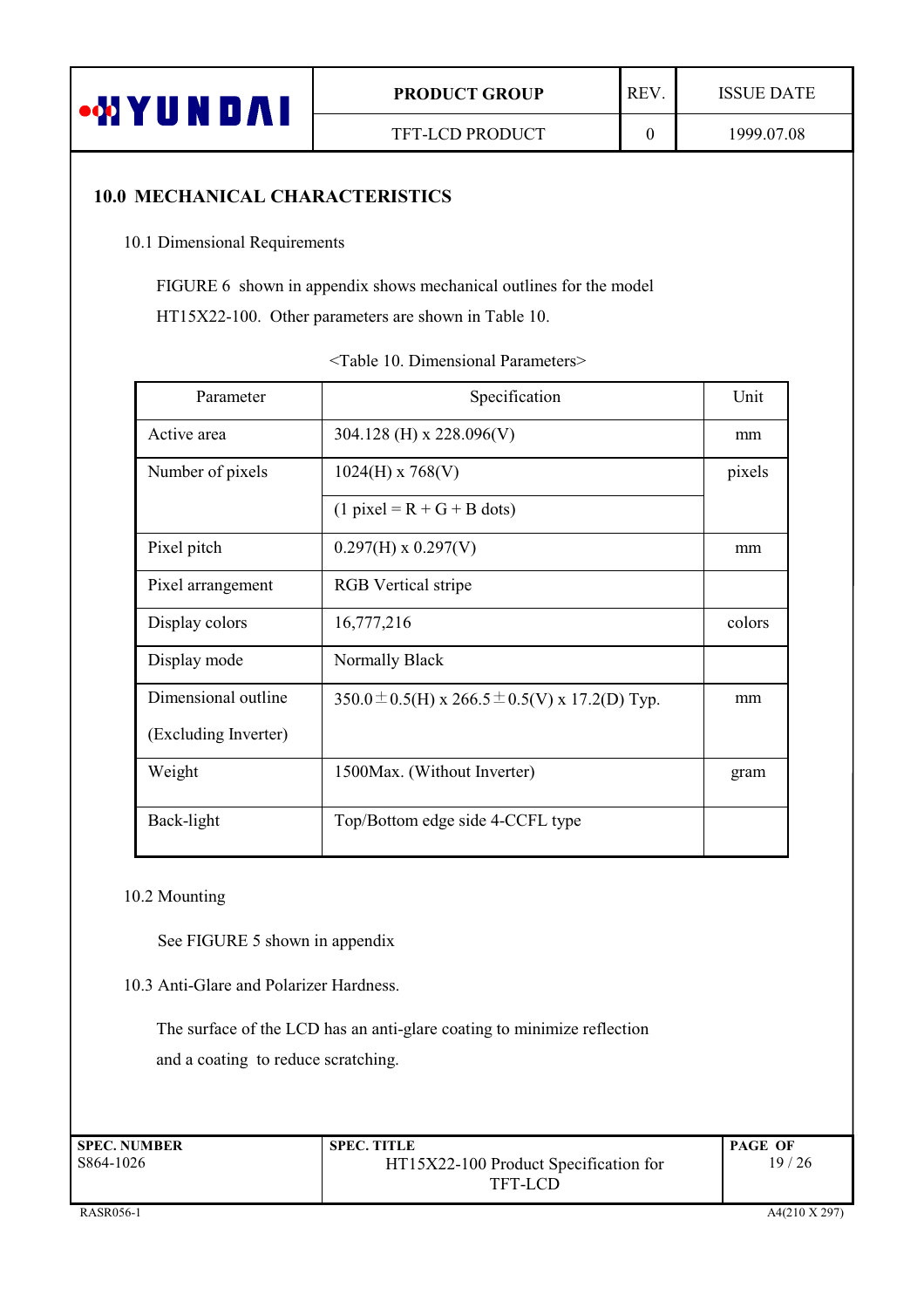## 10.0 MECHANICAL CHARACTERISTICS

### 10.1 Dimensional Requirements

FIGURE 6 shown in appendix shows mechanical outlines for the model HT15X22-100. Other parameters are shown in Table 10.

<Table 10. Dimensional Parameters>

| Parameter | Specification | Unit |
|---|---|---|
| Active area | 304.128 (H) x 228.096(V) | mm |
| Number of pixels | 1024(H) x 768(V) | pixels |
| | (1 pixel = R + G + B dots) | |
| Pixel pitch | 0.297(H) x 0.297(V) | mm |
| Pixel arrangement | RGB Vertical stripe | |
| Display colors | 16,777,216 | colors |
| Display mode | Normally Black | |
| Dimensional outline (Excluding Inverter) | 350.0 ± 0.5(H) x 266.5 ± 0.5(V) x 17.2(D) Typ. | mm |
| Weight | 1500Max. (Without Inverter) | gram |
| Back-light | Top/Bottom edge side 4-CCFL type | |

### 10.2 Mounting

See FIGURE 5 shown in appendix

### 10.3 Anti-Glare and Polarizer Hardness.

The surface of the LCD has an anti-glare coating to minimize reflection and a coating to reduce scratching.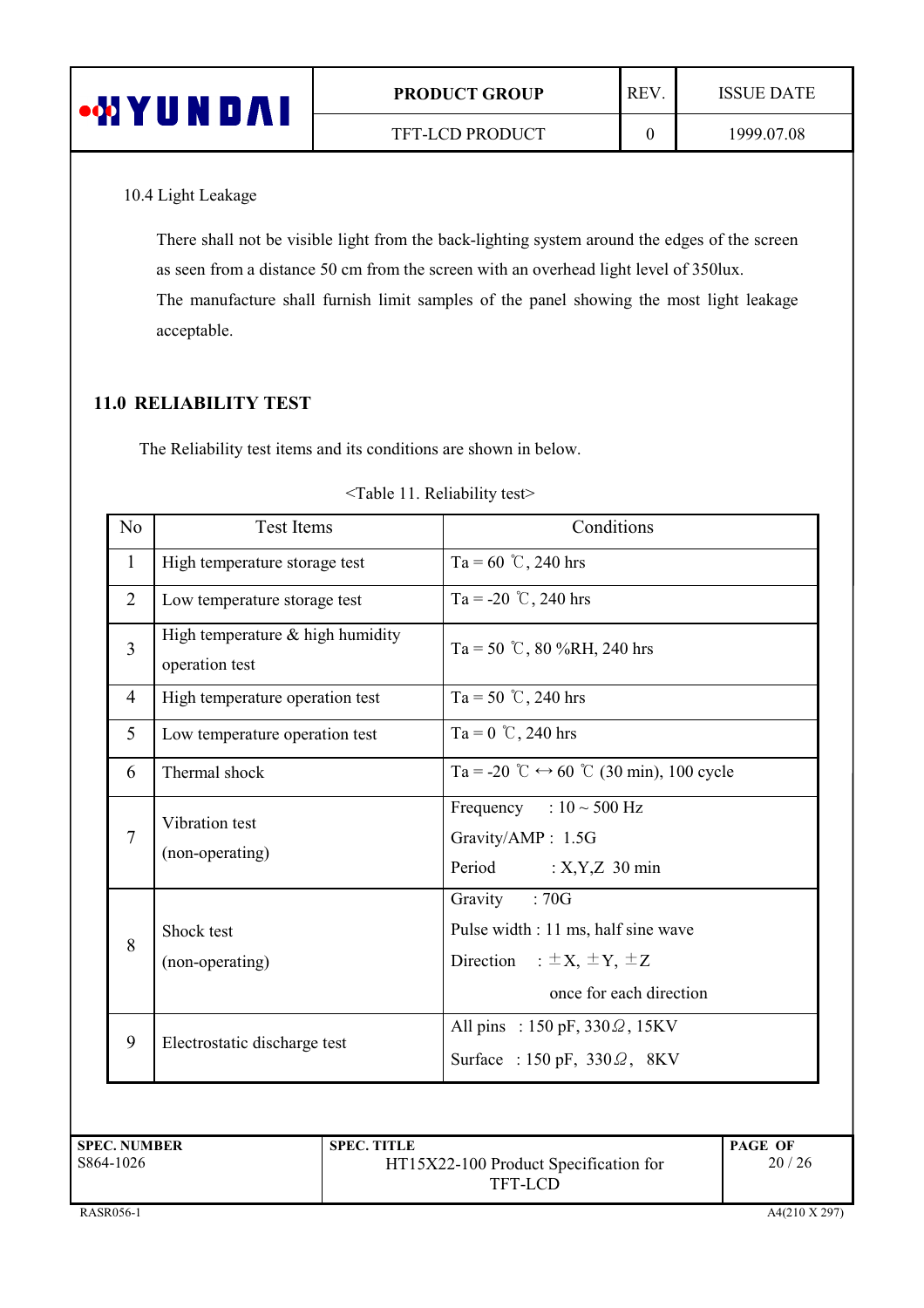10.4 Light Leakage

There shall not be visible light from the back-lighting system around the edges of the screen as seen from a distance 50 cm from the screen with an overhead light level of 350lux.
The manufacture shall furnish limit samples of the panel showing the most light leakage acceptable.

## 11.0 RELIABILITY TEST

The Reliability test items and its conditions are shown in below.

<Table 11. Reliability test>

| No | Test Items | Conditions |
|---|---|---|
| 1 | High temperature storage test | Ta = 60 ℃, 240 hrs |
| 2 | Low temperature storage test | Ta = -20 ℃, 240 hrs |
| 3 | High temperature & high humidity operation test | Ta = 50 ℃, 80 %RH, 240 hrs |
| 4 | High temperature operation test | Ta = 50 ℃, 240 hrs |
| 5 | Low temperature operation test | Ta = 0 ℃, 240 hrs |
| 6 | Thermal shock | Ta = -20 ℃ ↔ 60 ℃ (30 min), 100 cycle |
| 7 | Vibration test (non-operating) | Frequency : 10 ~ 500 Hz<br>Gravity/AMP : 1.5G<br>Period : X,Y,Z 30 min |
| 8 | Shock test (non-operating) | Gravity : 70G<br>Pulse width : 11 ms, half sine wave<br>Direction : ±X, ±Y, ±Z<br>once for each direction |
| 9 | Electrostatic discharge test | All pins : 150 pF, 330Ω, 15KV<br>Surface : 150 pF, 330Ω, 8KV |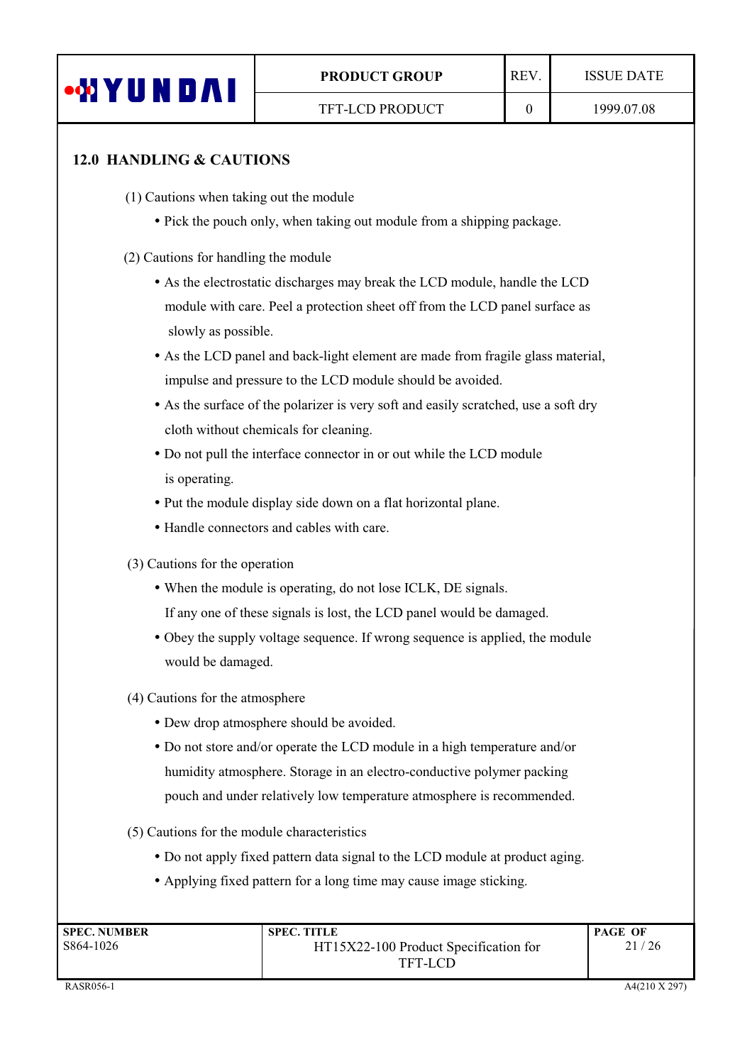## 12.0 HANDLING & CAUTIONS

(1) Cautions when taking out the module

- Pick the pouch only, when taking out module from a shipping package.

(2) Cautions for handling the module

- As the electrostatic discharges may break the LCD module, handle the LCD module with care. Peel a protection sheet off from the LCD panel surface as slowly as possible.
- As the LCD panel and back-light element are made from fragile glass material, impulse and pressure to the LCD module should be avoided.
- As the surface of the polarizer is very soft and easily scratched, use a soft dry cloth without chemicals for cleaning.
- Do not pull the interface connector in or out while the LCD module is operating.
- Put the module display side down on a flat horizontal plane.
- Handle connectors and cables with care.

(3) Cautions for the operation

- When the module is operating, do not lose ICLK, DE signals. If any one of these signals is lost, the LCD panel would be damaged.
- Obey the supply voltage sequence. If wrong sequence is applied, the module would be damaged.

(4) Cautions for the atmosphere

- Dew drop atmosphere should be avoided.
- Do not store and/or operate the LCD module in a high temperature and/or humidity atmosphere. Storage in an electro-conductive polymer packing pouch and under relatively low temperature atmosphere is recommended.

(5) Cautions for the module characteristics

- Do not apply fixed pattern data signal to the LCD module at product aging.
- Applying fixed pattern for a long time may cause image sticking.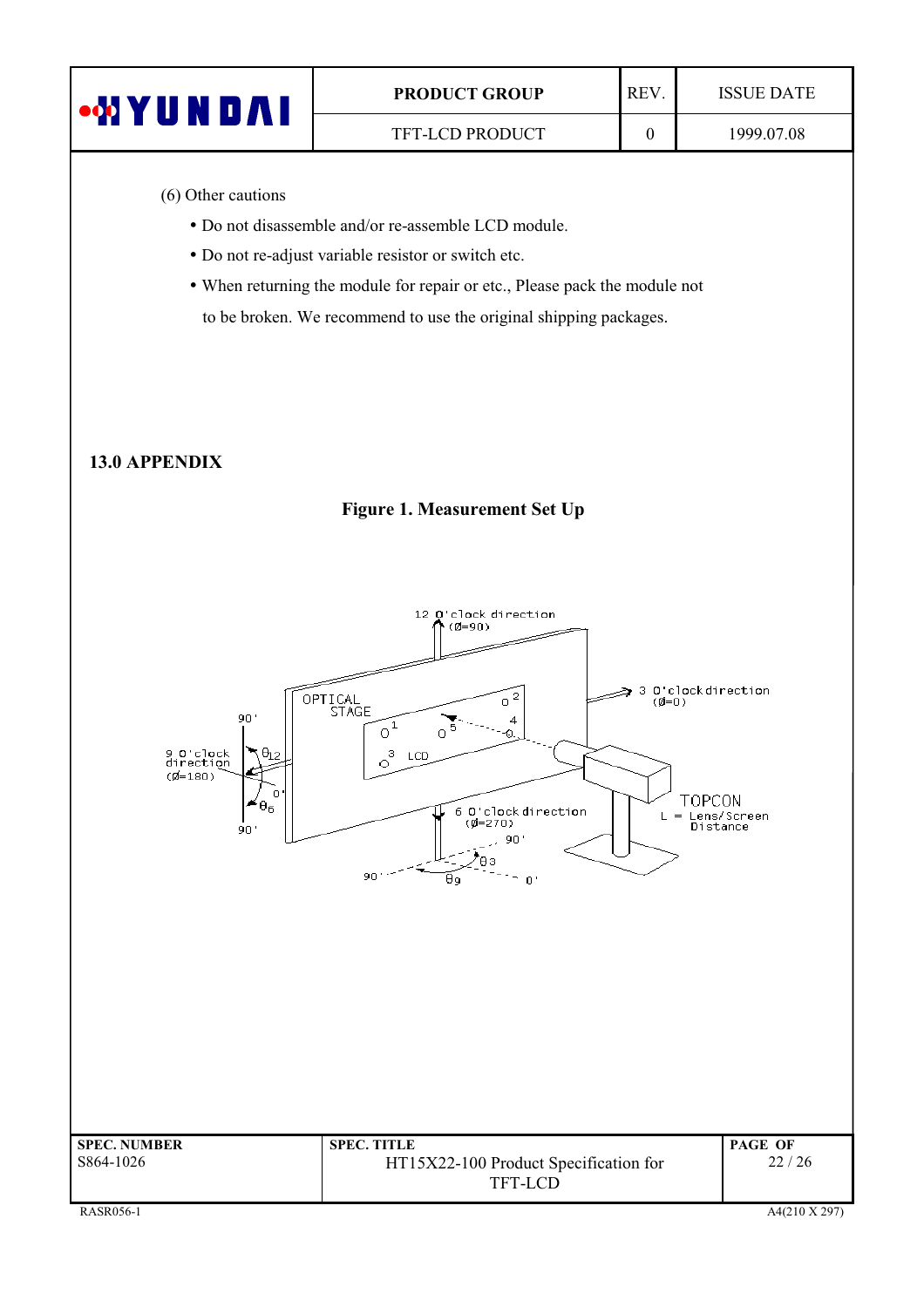(6) Other cautions

- Do not disassemble and/or re-assemble LCD module.
- Do not re-adjust variable resistor or switch etc.
- When returning the module for repair or etc., Please pack the module not to be broken. We recommend to use the original shipping packages.

## 13.0 APPENDIX

**Figure 1. Measurement Set Up**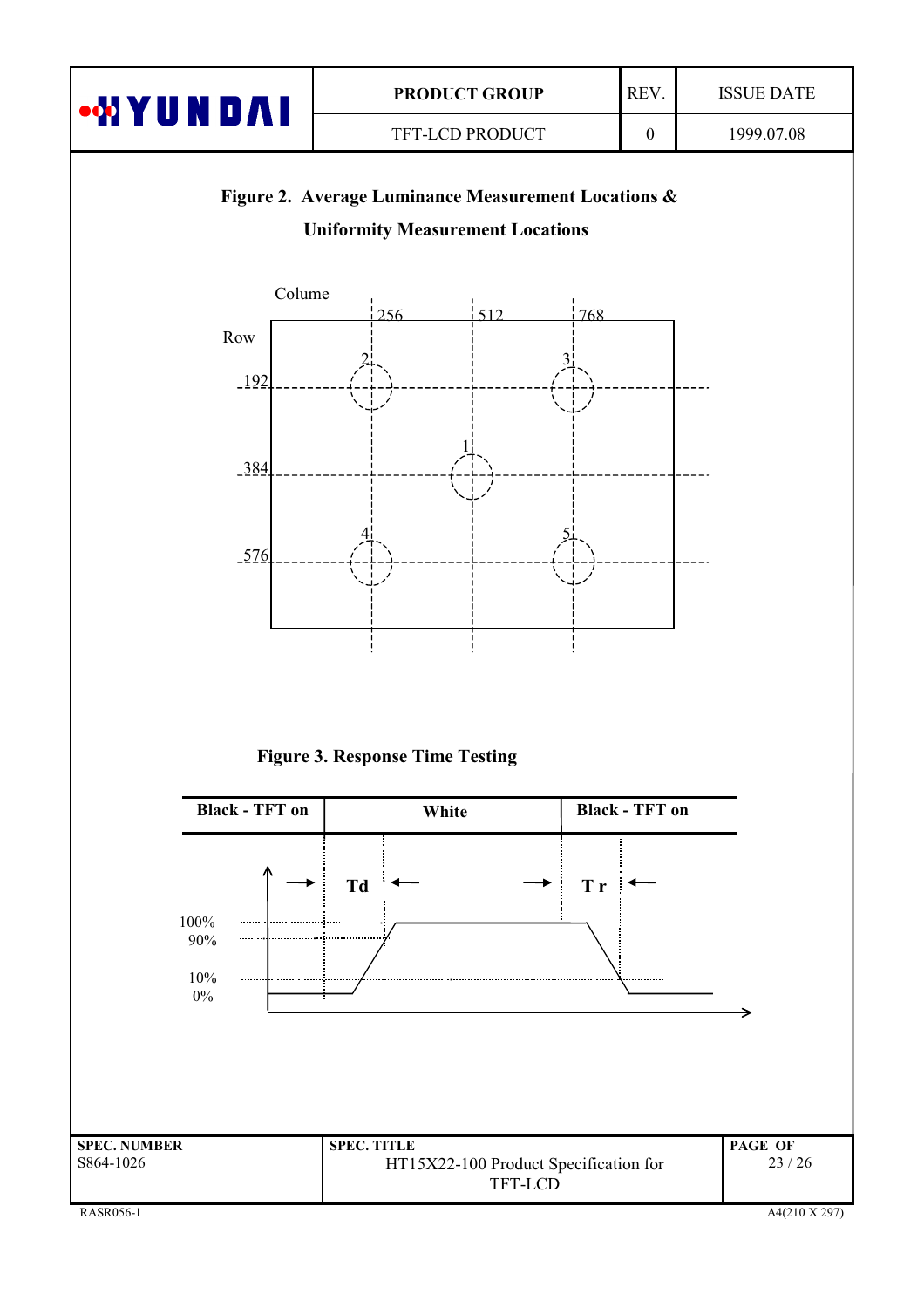**Figure 2. Average Luminance Measurement Locations & Uniformity Measurement Locations**

Colume 256 512 768

Row 192 384 576

2 3 1 4 5

**Figure 3. Response Time Testing**

| Black - TFT on | White | Black - TFT on |
|---|---|---|

Td Tr

100% 90% 10% 0%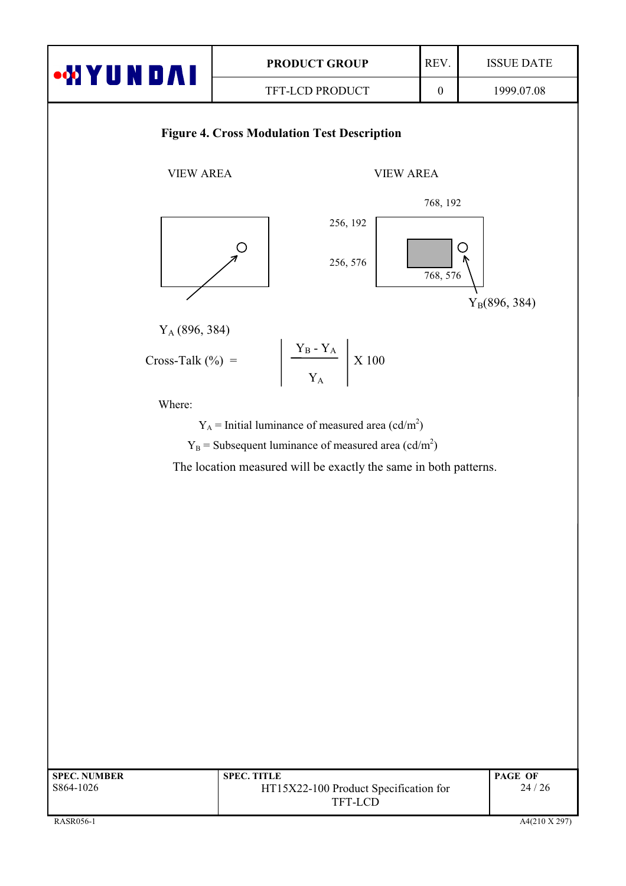**Figure 4. Cross Modulation Test Description**

VIEW AREA

VIEW AREA

768, 192

256, 192

256, 576

768, 576

$Y_B$(896, 384)

$Y_A$ (896, 384)

$$\text{Cross-Talk (\%)} = \left| \frac{Y_B - Y_A}{Y_A} \right| \times 100$$

Where:

$Y_A$ = Initial luminance of measured area (cd/m$^2$)

$Y_B$ = Subsequent luminance of measured area (cd/m$^2$)

The location measured will be exactly the same in both patterns.

| SPEC. NUMBER | SPEC. TITLE | PAGE OF |
|---|---|---|
| S864-1026 | HT15X22-100 Product Specification for TFT-LCD | 24 / 26 |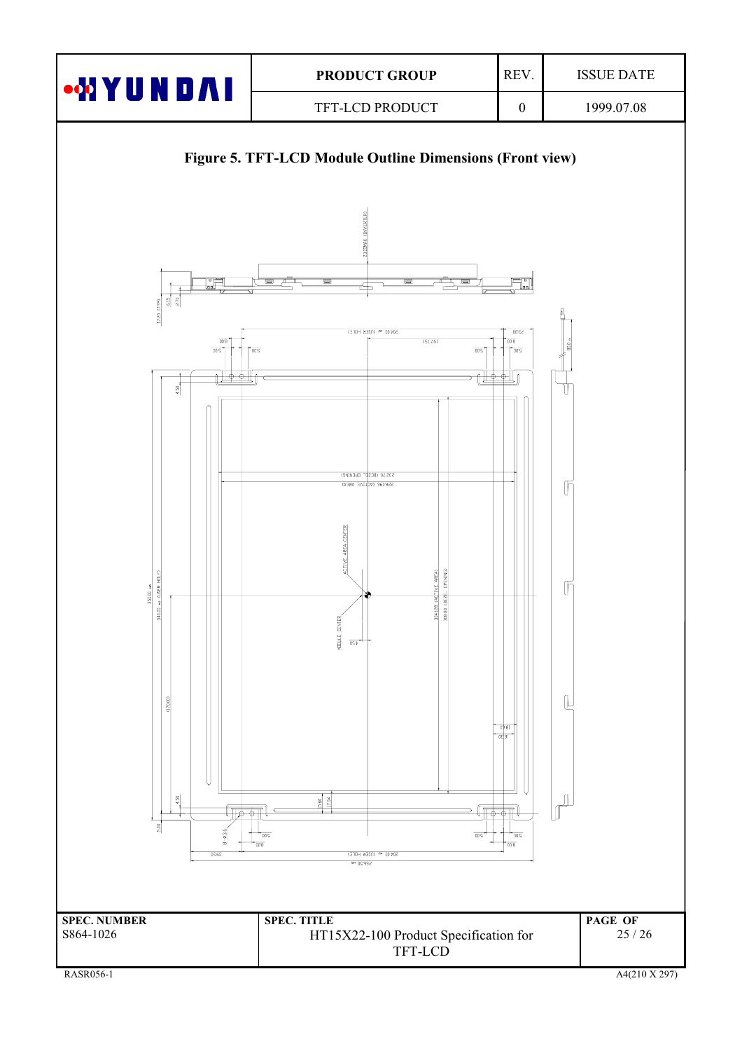# Figure 5. TFT-LCD Module Outline Dimensions (Front view)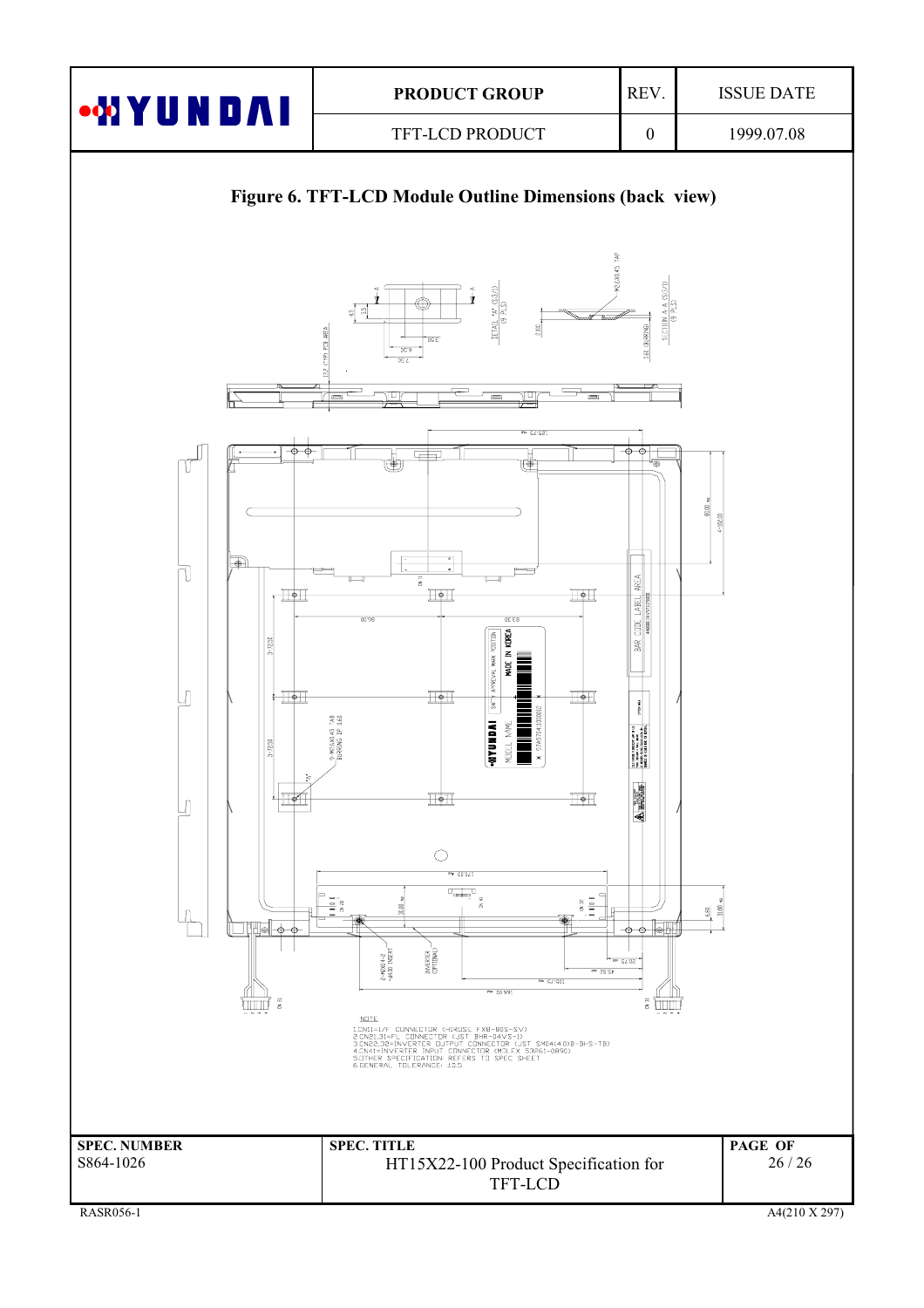## Figure 6. TFT-LCD Module Outline Dimensions (back view)

NOTE

1.CN11=I/F CONNECTOR (HIROSE FX8-80S-SV)
2.CN21,31=FL CONNECTOR (JST BHR-04VS-1)
3.CN22,32=INVERTER OUTPUT CONNECTOR (JST SM04(4.0)B-BHS-TB)
4.CN41=INVERTER INPUT CONNECTOR (MOLEX 53261-0890)
5.OTHER SPECIFICATION REFERS TO SPEC SHEET
6.GENERAL TOLERANCE: ±0.5